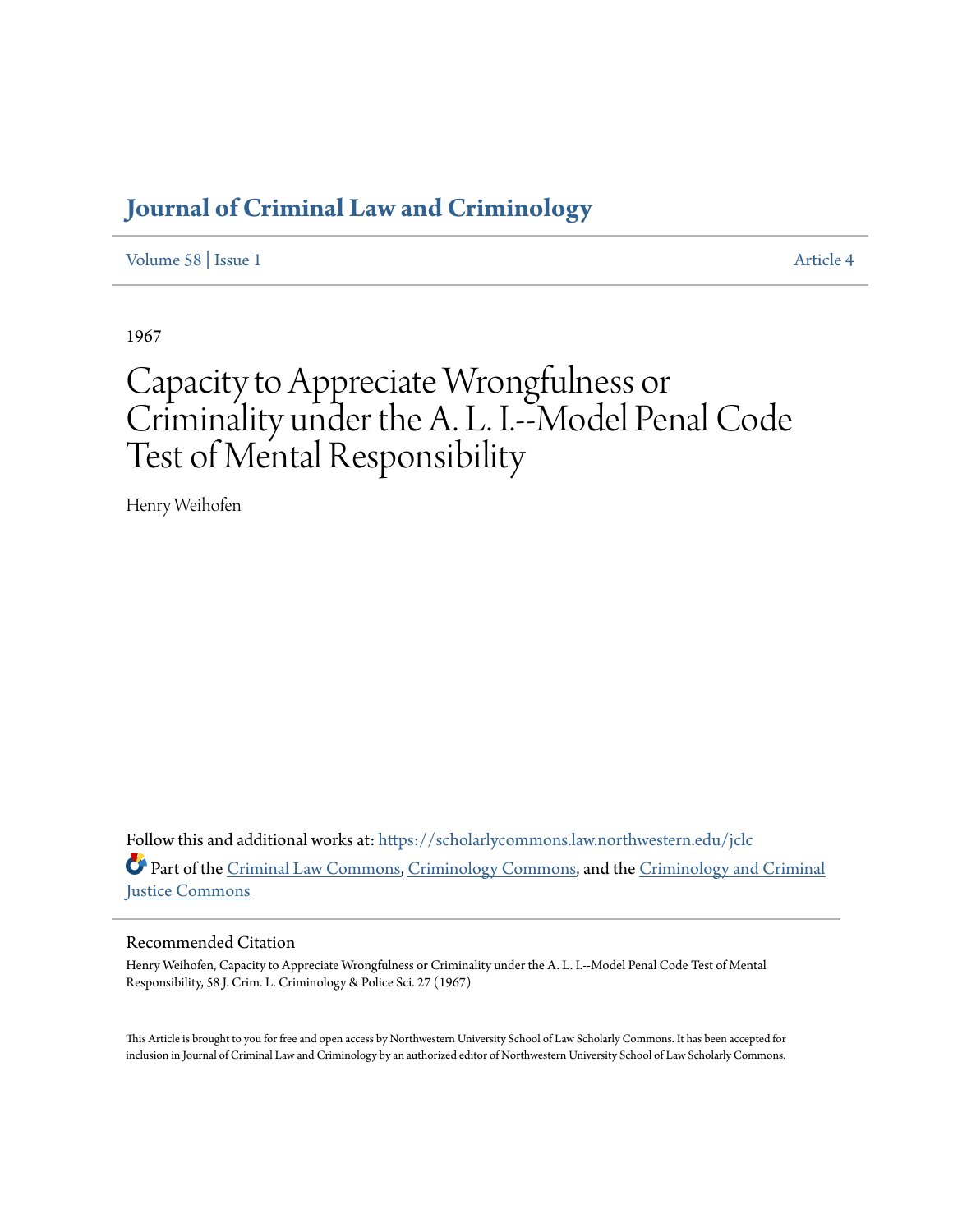# Journal of Criminal Law and Criminology

Volume 58 | Issue 1 Article 4

1967

# Capacity to Appreciate Wrongfulness or Criminality under the A. L. I.--Model Penal Code Test of Mental Responsibility

Henry Weihofen

Follow this and additional works at: https://scholarlycommons.law.northwestern.edu/jclc

Part of the Criminal Law Commons, Criminology Commons, and the Criminology and Criminal Justice Commons

## Recommended Citation

Henry Weihofen, Capacity to Appreciate Wrongfulness or Criminality under the A. L. I.--Model Penal Code Test of Mental Responsibility, 58 J. Crim. L. Criminology & Police Sci. 27 (1967)

This Article is brought to you for free and open access by Northwestern University School of Law Scholarly Commons. It has been accepted for inclusion in Journal of Criminal Law and Criminology by an authorized editor of Northwestern University School of Law Scholarly Commons.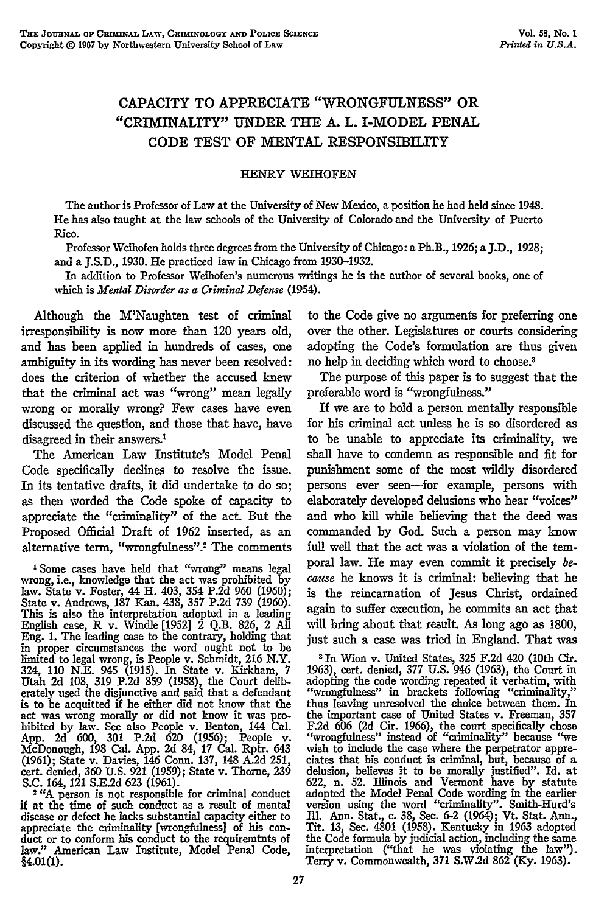# CAPACITY TO APPRECIATE "WRONGFULNESS" OR "CRIMINALITY" UNDER THE A. L. I-MODEL PENAL CODE TEST OF MENTAL RESPONSIBILITY

HENRY WEIHOFEN

The author is Professor of Law at the University of New Mexico, a position he had held since 1948. He has also taught at the law schools of the University of Colorado and the University of Puerto Rico.

Professor Weihofen holds three degrees from the University of Chicago: a Ph.B., 1926; a J.D., 1928; and a J.S.D., 1930. He practiced law in Chicago from 1930–1932.

In addition to Professor Weihofen's numerous writings he is the author of several books, one of which is *Mental Disorder as a Criminal Defense* (1954).

Although the M'Naughten test of criminal irresponsibility is now more than 120 years old, and has been applied in hundreds of cases, one ambiguity in its wording has never been resolved: does the criterion of whether the accused knew that the criminal act was "wrong" mean legally wrong or morally wrong? Few cases have even discussed the question, and those that have, have disagreed in their answers.[1]

The American Law Institute's Model Penal Code specifically declines to resolve the issue. In its tentative drafts, it did undertake to do so; as then worded the Code spoke of capacity to appreciate the "criminality" of the act. But the Proposed Official Draft of 1962 inserted, as an alternative term, "wrongfulness".[2] The comments to the Code give no arguments for preferring one over the other. Legislatures or courts considering adopting the Code's formulation are thus given no help in deciding which word to choose.[3]

The purpose of this paper is to suggest that the preferable word is "wrongfulness."

If we are to hold a person mentally responsible for his criminal act unless he is so disordered as to be unable to appreciate its criminality, we shall have to condemn as responsible and fit for punishment some of the most wildly disordered persons ever seen—for example, persons with elaborately developed delusions who hear "voices" and who kill while believing that the deed was commanded by God. Such a person may know full well that the act was a violation of the temporal law. He may even commit it precisely *because* he knows it is criminal: believing that he is the reincarnation of Jesus Christ, ordained again to suffer execution, he commits an act that will bring about that result. As long ago as 1800, just such a case was tried in England. That was

[1] Some cases have held that "wrong" means legal wrong, i.e., knowledge that the act was prohibited by law. State v. Foster, 44 H. 403, 354 P.2d 960 (1960); State v. Andrews, 187 Kan. 438, 357 P.2d 739 (1960). This is also the interpretation adopted in a leading English case, R v. Windle [1952] 2 Q.B. 826, 2 All Eng. 1. The leading case to the contrary, holding that in proper circumstances the word ought not to be limited to legal wrong, is People v. Schmidt, 216 N.Y. 324, 110 N.E. 945 (1915). In State v. Kirkham, 7 Utah 2d 108, 319 P.2d 859 (1958), the Court deliberately used the disjunctive and said that a defendant is to be acquitted if he either did not know that the act was wrong morally or did not know it was prohibited by law. See also People v. Benton, 144 Cal. App. 2d 600, 301 P.2d 620 (1956); People v. McDonough, 198 Cal. App. 2d 84, 17 Cal. Rptr. 643 (1961); State v. Davies, 146 Conn. 137, 148 A.2d 251, cert. denied, 360 U.S. 921 (1959); State v. Thorne, 239 S.C. 164, 121 S.E.2d 623 (1961).

[2] "A person is not responsible for criminal conduct if at the time of such conduct as a result of mental disease or defect he lacks substantial capacity either to appreciate the criminality [wrongfulness] of his conduct or to conform his conduct to the requiremtnts of law." American Law Institute, Model Penal Code, §4.01(1).

[3] In Wion v. United States, 325 F.2d 420 (10th Cir. 1963), cert. denied, 377 U.S. 946 (1963), the Court in adopting the code wording repeated it verbatim, with "wrongfulness" in brackets following "criminality," thus leaving unresolved the choice between them. In the important case of United States v. Freeman, 357 F.2d 606 (2d Cir. 1966), the court specifically chose "wrongfulness" instead of "criminality" because "we wish to include the case where the perpetrator appreciates that his conduct is criminal, but, because of a delusion, believes it to be morally justified". Id. at 622, n. 52. Illinois and Vermont have by statute adopted the Model Penal Code wording in the earlier version using the word "criminality". Smith-Hurd's Ill. Ann. Stat., c. 38, Sec. 6-2 (1964); Vt. Stat. Ann., Tit. 13, Sec. 4801 (1958). Kentucky in 1963 adopted the Code formula by judicial action, including the same interpretation ("that he was violating the law"). Terry v. Commonwealth, 371 S.W.2d 862 (Ky. 1963).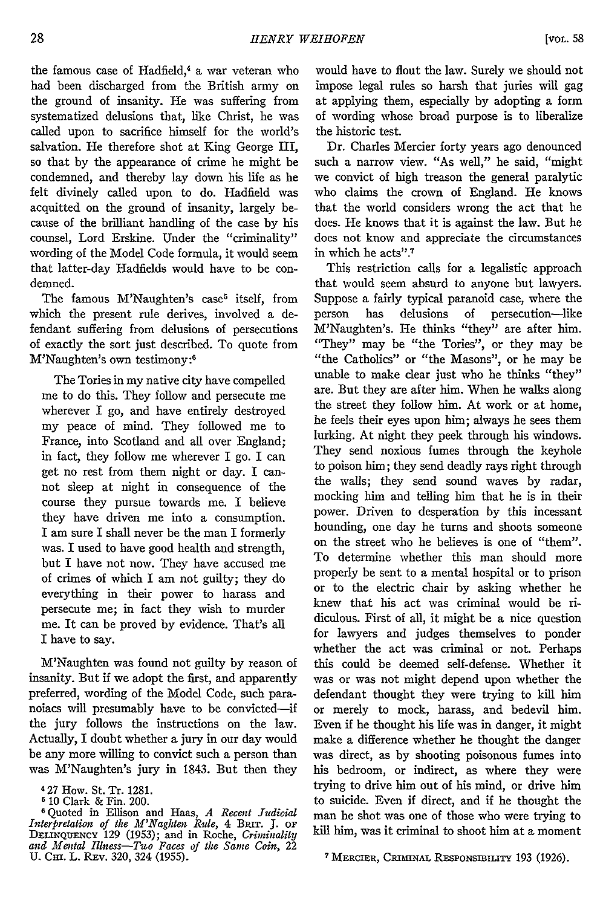the famous case of Hadfield,[4] a war veteran who had been discharged from the British army on the ground of insanity. He was suffering from systematized delusions that, like Christ, he was called upon to sacrifice himself for the world's salvation. He therefore shot at King George III, so that by the appearance of crime he might be condemned, and thereby lay down his life as he felt divinely called upon to do. Hadfield was acquitted on the ground of insanity, largely because of the brilliant handling of the case by his counsel, Lord Erskine. Under the "criminality" wording of the Model Code formula, it would seem that latter-day Hadfields would have to be condemned.

The famous M'Naughten's case[5] itself, from which the present rule derives, involved a defendant suffering from delusions of persecutions of exactly the sort just described. To quote from M'Naughten's own testimony:[6]

> The Tories in my native city have compelled me to do this. They follow and persecute me wherever I go, and have entirely destroyed my peace of mind. They followed me to France, into Scotland and all over England; in fact, they follow me wherever I go. I can get no rest from them night or day. I cannot sleep at night in consequence of the course they pursue towards me. I believe they have driven me into a consumption. I am sure I shall never be the man I formerly was. I used to have good health and strength, but I have not now. They have accused me of crimes of which I am not guilty; they do everything in their power to harass and persecute me; in fact they wish to murder me. It can be proved by evidence. That's all I have to say.

M'Naughten was found not guilty by reason of insanity. But if we adopt the first, and apparently preferred, wording of the Model Code, such paranoiacs will presumably have to be convicted—if the jury follows the instructions on the law. Actually, I doubt whether a jury in our day would be any more willing to convict such a person than was M'Naughten's jury in 1843. But then they would have to flout the law. Surely we should not impose legal rules so harsh that juries will gag at applying them, especially by adopting a form of wording whose broad purpose is to liberalize the historic test.

Dr. Charles Mercier forty years ago denounced such a narrow view. "As well," he said, "might we convict of high treason the general paralytic who claims the crown of England. He knows that the world considers wrong the act that he does. He knows that it is against the law. But he does not know and appreciate the circumstances in which he acts".[7]

This restriction calls for a legalistic approach that would seem absurd to anyone but lawyers. Suppose a fairly typical paranoid case, where the person has delusions of persecution—like M'Naughten's. He thinks "they" are after him. "They" may be "the Tories", or they may be "the Catholics" or "the Masons", or he may be unable to make clear just who he thinks "they" are. But they are after him. When he walks along the street they follow him. At work or at home, he feels their eyes upon him; always he sees them lurking. At night they peek through his windows. They send noxious fumes through the keyhole to poison him; they send deadly rays right through the walls; they send sound waves by radar, mocking him and telling him that he is in their power. Driven to desperation by this incessant hounding, one day he turns and shoots someone on the street who he believes is one of "them". To determine whether this man should more properly be sent to a mental hospital or to prison or to the electric chair by asking whether he knew that his act was criminal would be ridiculous. First of all, it might be a nice question for lawyers and judges themselves to ponder whether the act was criminal or not. Perhaps this could be deemed self-defense. Whether it was or was not might depend upon whether the defendant thought they were trying to kill him or merely to mock, harass, and bedevil him. Even if he thought his life was in danger, it might make a difference whether he thought the danger was direct, as by shooting poisonous fumes into his bedroom, or indirect, as where they were trying to drive him out of his mind, or drive him to suicide. Even if direct, and if he thought the man he shot was one of those who were trying to kill him, was it criminal to shoot him at a moment

---

[4] 27 How. St. Tr. 1281.

[5] 10 Clark & Fin. 200.

[6] Quoted in Ellison and Haas, *A Recent Judicial Interpretation of the M'Naghten Rule*, 4 Brit. J. of Delinquency 129 (1953); and in Roche, *Criminality and Mental Illness—Two Faces of the Same Coin*, 22 U. Chi. L. Rev. 320, 324 (1955).

[7] Mercier, Criminal Responsibility 193 (1926).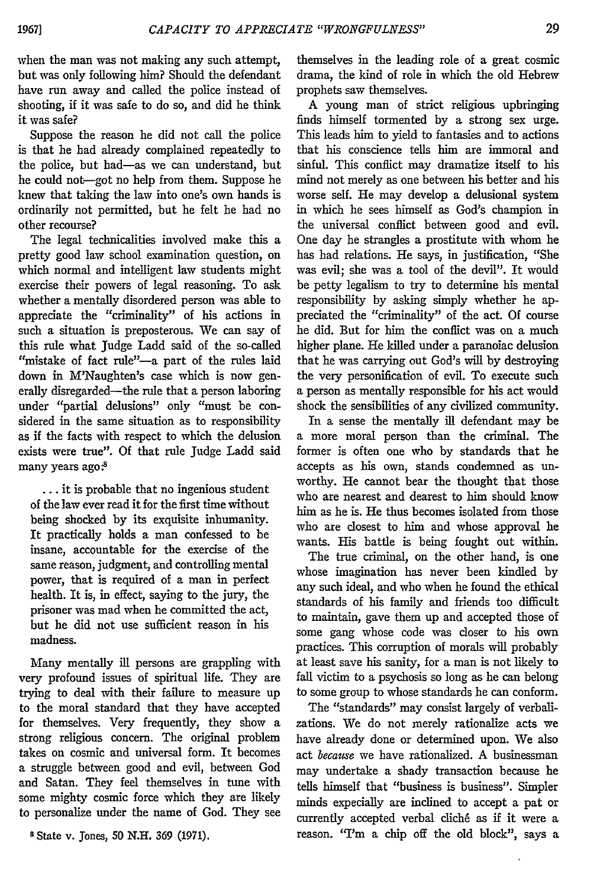when the man was not making any such attempt, but was only following him? Should the defendant have run away and called the police instead of shooting, if it was safe to do so, and did he think it was safe?

Suppose the reason he did not call the police is that he had already complained repeatedly to the police, but had—as we can understand, but he could not—got no help from them. Suppose he knew that taking the law into one's own hands is ordinarily not permitted, but he felt he had no other recourse?

The legal technicalities involved make this a pretty good law school examination question, on which normal and intelligent law students might exercise their powers of legal reasoning. To ask whether a mentally disordered person was able to appreciate the "criminality" of his actions in such a situation is preposterous. We can say of this rule what Judge Ladd said of the so-called "mistake of fact rule"—a part of the rules laid down in M'Naughten's case which is now generally disregarded—the rule that a person laboring under "partial delusions" only "must be considered in the same situation as to responsibility as if the facts with respect to which the delusion exists were true". Of that rule Judge Ladd said many years ago:[8]

> . . . it is probable that no ingenious student of the law ever read it for the first time without being shocked by its exquisite inhumanity. It practically holds a man confessed to be insane, accountable for the exercise of the same reason, judgment, and controlling mental power, that is required of a man in perfect health. It is, in effect, saying to the jury, the prisoner was mad when he committed the act, but he did not use sufficient reason in his madness.

Many mentally ill persons are grappling with very profound issues of spiritual life. They are trying to deal with their failure to measure up to the moral standard that they have accepted for themselves. Very frequently, they show a strong religious concern. The original problem takes on cosmic and universal form. It becomes a struggle between good and evil, between God and Satan. They feel themselves in tune with some mighty cosmic force which they are likely to personalize under the name of God. They see themselves in the leading role of a great cosmic drama, the kind of role in which the old Hebrew prophets saw themselves.

A young man of strict religious upbringing finds himself tormented by a strong sex urge. This leads him to yield to fantasies and to actions that his conscience tells him are immoral and sinful. This conflict may dramatize itself to his mind not merely as one between his better and his worse self. He may develop a delusional system in which he sees himself as God's champion in the universal conflict between good and evil. One day he strangles a prostitute with whom he has had relations. He says, in justification, "She was evil; she was a tool of the devil". It would be petty legalism to try to determine his mental responsibility by asking simply whether he appreciated the "criminality" of the act. Of course he did. But for him the conflict was on a much higher plane. He killed under a paranoiac delusion that he was carrying out God's will by destroying the very personification of evil. To execute such a person as mentally responsible for his act would shock the sensibilities of any civilized community.

In a sense the mentally ill defendant may be a more moral person than the criminal. The former is often one who by standards that he accepts as his own, stands condemned as unworthy. He cannot bear the thought that those who are nearest and dearest to him should know him as he is. He thus becomes isolated from those who are closest to him and whose approval he wants. His battle is being fought out within.

The true criminal, on the other hand, is one whose imagination has never been kindled by any such ideal, and who when he found the ethical standards of his family and friends too difficult to maintain, gave them up and accepted those of some gang whose code was closer to his own practices. This corruption of morals will probably at least save his sanity, for a man is not likely to fall victim to a psychosis so long as he can belong to some group to whose standards he can conform.

The "standards" may consist largely of verbalizations. We do not merely rationalize acts we have already done or determined upon. We also act *because* we have rationalized. A businessman may undertake a shady transaction because he tells himself that "business is business". Simpler minds expecially are inclined to accept a pat or currently accepted verbal cliché as if it were a reason. "I'm a chip off the old block", says a

[8] State v. Jones, 50 N.H. 369 (1971).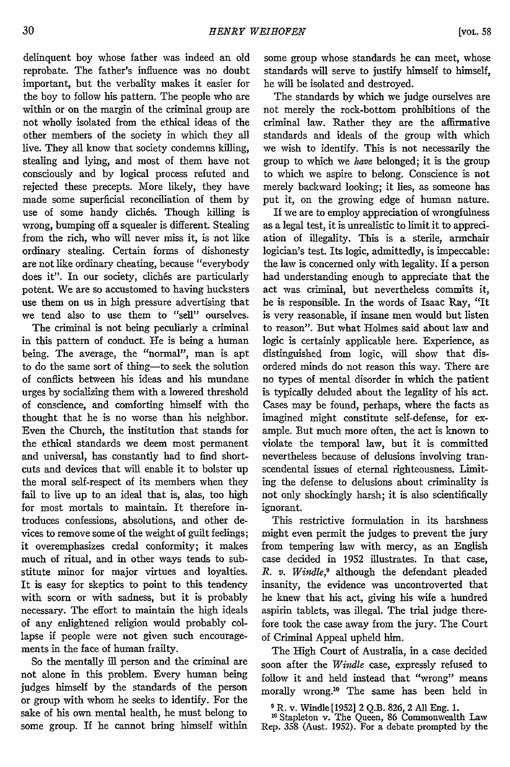delinquent boy whose father was indeed an old reprobate. The father's influence was no doubt important, but the verbality makes it easier for the boy to follow his pattern. The people who are within or on the margin of the criminal group are not wholly isolated from the ethical ideas of the other members of the society in which they all live. They all know that society condemns killing, stealing and lying, and most of them have not consciously and by logical process refuted and rejected these precepts. More likely, they have made some superficial reconciliation of them by use of some handy clichés. Though killing is wrong, bumping off a squealer is different. Stealing from the rich, who will never miss it, is not like ordinary stealing. Certain forms of dishonesty are not like ordinary cheating, because "everybody does it". In our society, clichés are particularly potent. We are so accustomed to having hucksters use them on us in high pressure advertising that we tend also to use them to "sell" ourselves.

The criminal is not being peculiarly a criminal in this pattern of conduct. He is being a human being. The average, the "normal", man is apt to do the same sort of thing—to seek the solution of conflicts between his ideas and his mundane urges by socializing them with a lowered threshold of conscience, and comforting himself with the thought that he is no worse than his neighbor. Even the Church, the institution that stands for the ethical standards we deem most permanent and universal, has constantly had to find shortcuts and devices that will enable it to bolster up the moral self-respect of its members when they fail to live up to an ideal that is, alas, too high for most mortals to maintain. It therefore introduces confessions, absolutions, and other devices to remove some of the weight of guilt feelings; it overemphasizes credal conformity; it makes much of ritual, and in other ways tends to substitute minor for major virtues and loyalties. It is easy for skeptics to point to this tendency with scorn or with sadness, but it is probably necessary. The effort to maintain the high ideals of any enlightened religion would probably collapse if people were not given such encouragements in the face of human frailty.

So the mentally ill person and the criminal are not alone in this problem. Every human being judges himself by the standards of the person or group with whom he seeks to identify. For the sake of his own mental health, he must belong to some group. If he cannot bring himself within some group whose standards he can meet, whose standards will serve to justify himself to himself, he will be isolated and destroyed.

The standards by which we judge ourselves are not merely the rock-bottom prohibitions of the criminal law. Rather they are the affirmative standards and ideals of the group with which we wish to identify. This is not necessarily the group to which we *have* belonged; it is the group to which we aspire to belong. Conscience is not merely backward looking; it lies, as someone has put it, on the growing edge of human nature.

If we are to employ appreciation of wrongfulness as a legal test, it is unrealistic to limit it to appreciation of illegality. This is a sterile, armchair logician's test. Its logic, admittedly, is impeccable: the law is concerned only with legality. If a person had understanding enough to appreciate that the act was criminal, but nevertheless commits it, he is responsible. In the words of Isaac Ray, "It is very reasonable, if insane men would but listen to reason". But what Holmes said about law and logic is certainly applicable here. Experience, as distinguished from logic, will show that disordered minds do not reason this way. There are no types of mental disorder in which the patient is typically deluded about the legality of his act. Cases may be found, perhaps, where the facts as imagined might constitute self-defense, for example. But much more often, the act is known to violate the temporal law, but it is committed nevertheless because of delusions involving transcendental issues of eternal righteousness. Limiting the defense to delusions about criminality is not only shockingly harsh; it is also scientifically ignorant.

This restrictive formulation in its harshness might even permit the judges to prevent the jury from tempering law with mercy, as an English case decided in 1952 illustrates. In that case, *R. v. Windle*,[9] although the defendant pleaded insanity, the evidence was uncontroverted that he knew that his act, giving his wife a hundred aspirin tablets, was illegal. The trial judge therefore took the case away from the jury. The Court of Criminal Appeal upheld him.

The High Court of Australia, in a case decided soon after the *Windle* case, expressly refused to follow it and held instead that "wrong" means morally wrong.[10] The same has been held in

[9] R. v. Windle [1952] 2 Q.B. 826, 2 All Eng. 1.

[10] Stapleton v. The Queen, 86 Commonwealth Law Rep. 358 (Aust. 1952). For a debate prompted by the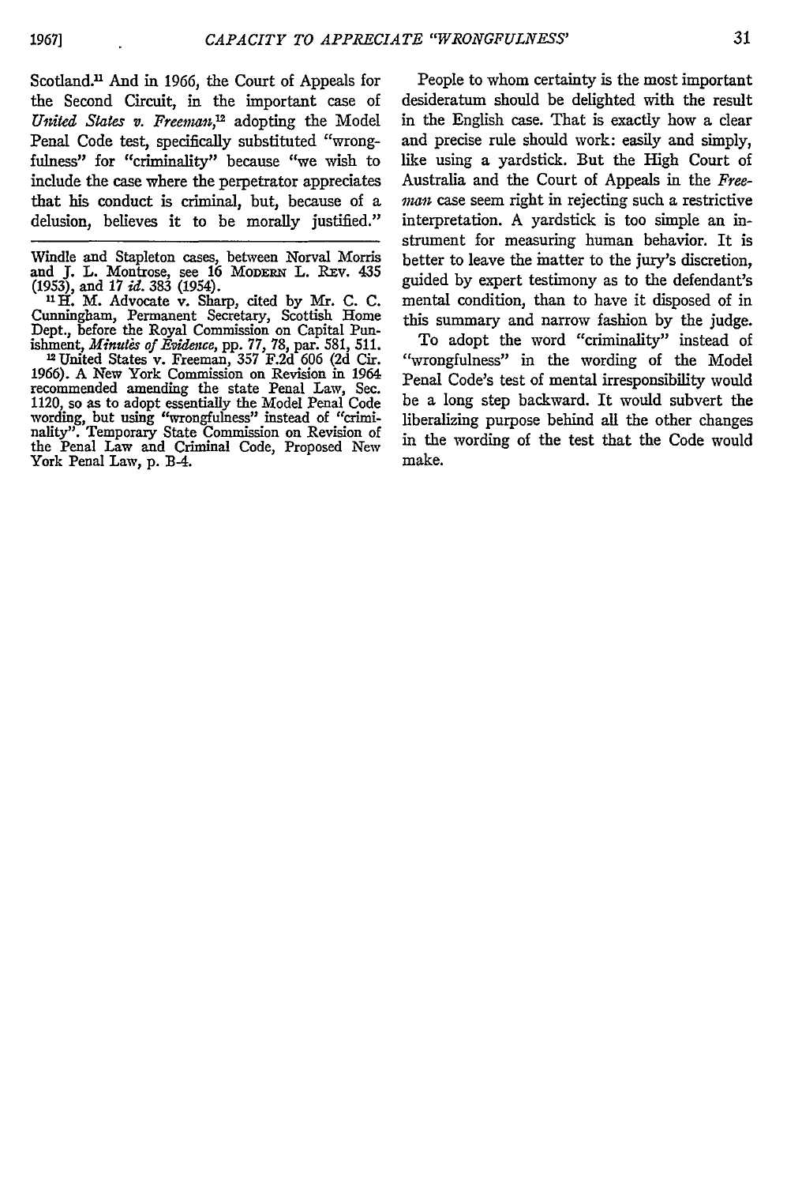Scotland.[11] And in 1966, the Court of Appeals for the Second Circuit, in the important case of *United States v. Freeman*,[12] adopting the Model Penal Code test, specifically substituted "wrongfulness" for "criminality" because "we wish to include the case where the perpetrator appreciates that his conduct is criminal, but, because of a delusion, believes it to be morally justified."

People to whom certainty is the most important desideratum should be delighted with the result in the English case. That is exactly how a clear and precise rule should work: easily and simply, like using a yardstick. But the High Court of Australia and the Court of Appeals in the *Freeman* case seem right in rejecting such a restrictive interpretation. A yardstick is too simple an instrument for measuring human behavior. It is better to leave the matter to the jury's discretion, guided by expert testimony as to the defendant's mental condition, than to have it disposed of in this summary and narrow fashion by the judge.

To adopt the word "criminality" instead of "wrongfulness" in the wording of the Model Penal Code's test of mental irresponsibility would be a long step backward. It would subvert the liberalizing purpose behind all the other changes in the wording of the test that the Code would make.

---

Windle and Stapleton cases, between Norval Morris and J. L. Montrose, see 16 MODERN L. REV. 435 (1953), and 17 *id.* 383 (1954).

[11] H. M. Advocate v. Sharp, cited by Mr. C. C. Cunningham, Permanent Secretary, Scottish Home Dept., before the Royal Commission on Capital Punishment, *Minutes of Evidence*, pp. 77, 78, par. 581, 511.

[12] United States v. Freeman, 357 F.2d 606 (2d Cir. 1966). A New York Commission on Revision in 1964 recommended amending the state Penal Law, Sec. 1120, so as to adopt essentially the Model Penal Code wording, but using "wrongfulness" instead of "criminality". Temporary State Commission on Revision of the Penal Law and Criminal Code, Proposed New York Penal Law, p. B-4.